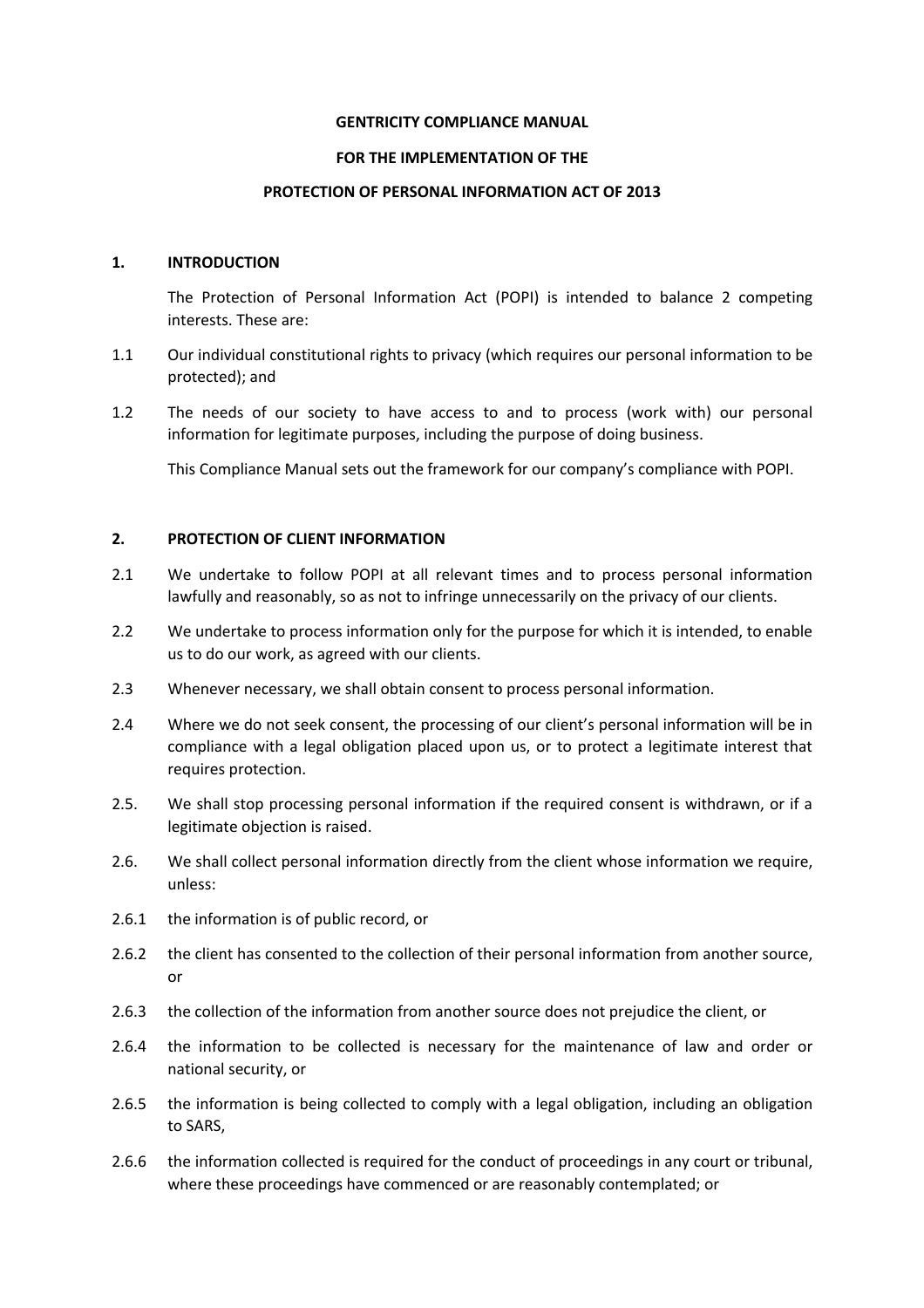**GENTRICITY COMPLIANCE MANUAL**

**FOR THE IMPLEMENTATION OF THE**

**PROTECTION OF PERSONAL INFORMATION ACT OF 2013**

## 1. INTRODUCTION

The Protection of Personal Information Act (POPI) is intended to balance 2 competing interests. These are:

1.1 Our individual constitutional rights to privacy (which requires our personal information to be protected); and

1.2 The needs of our society to have access to and to process (work with) our personal information for legitimate purposes, including the purpose of doing business.

This Compliance Manual sets out the framework for our company's compliance with POPI.

## 2. PROTECTION OF CLIENT INFORMATION

2.1 We undertake to follow POPI at all relevant times and to process personal information lawfully and reasonably, so as not to infringe unnecessarily on the privacy of our clients.

2.2 We undertake to process information only for the purpose for which it is intended, to enable us to do our work, as agreed with our clients.

2.3 Whenever necessary, we shall obtain consent to process personal information.

2.4 Where we do not seek consent, the processing of our client's personal information will be in compliance with a legal obligation placed upon us, or to protect a legitimate interest that requires protection.

2.5. We shall stop processing personal information if the required consent is withdrawn, or if a legitimate objection is raised.

2.6. We shall collect personal information directly from the client whose information we require, unless:

2.6.1 the information is of public record, or

2.6.2 the client has consented to the collection of their personal information from another source, or

2.6.3 the collection of the information from another source does not prejudice the client, or

2.6.4 the information to be collected is necessary for the maintenance of law and order or national security, or

2.6.5 the information is being collected to comply with a legal obligation, including an obligation to SARS,

2.6.6 the information collected is required for the conduct of proceedings in any court or tribunal, where these proceedings have commenced or are reasonably contemplated; or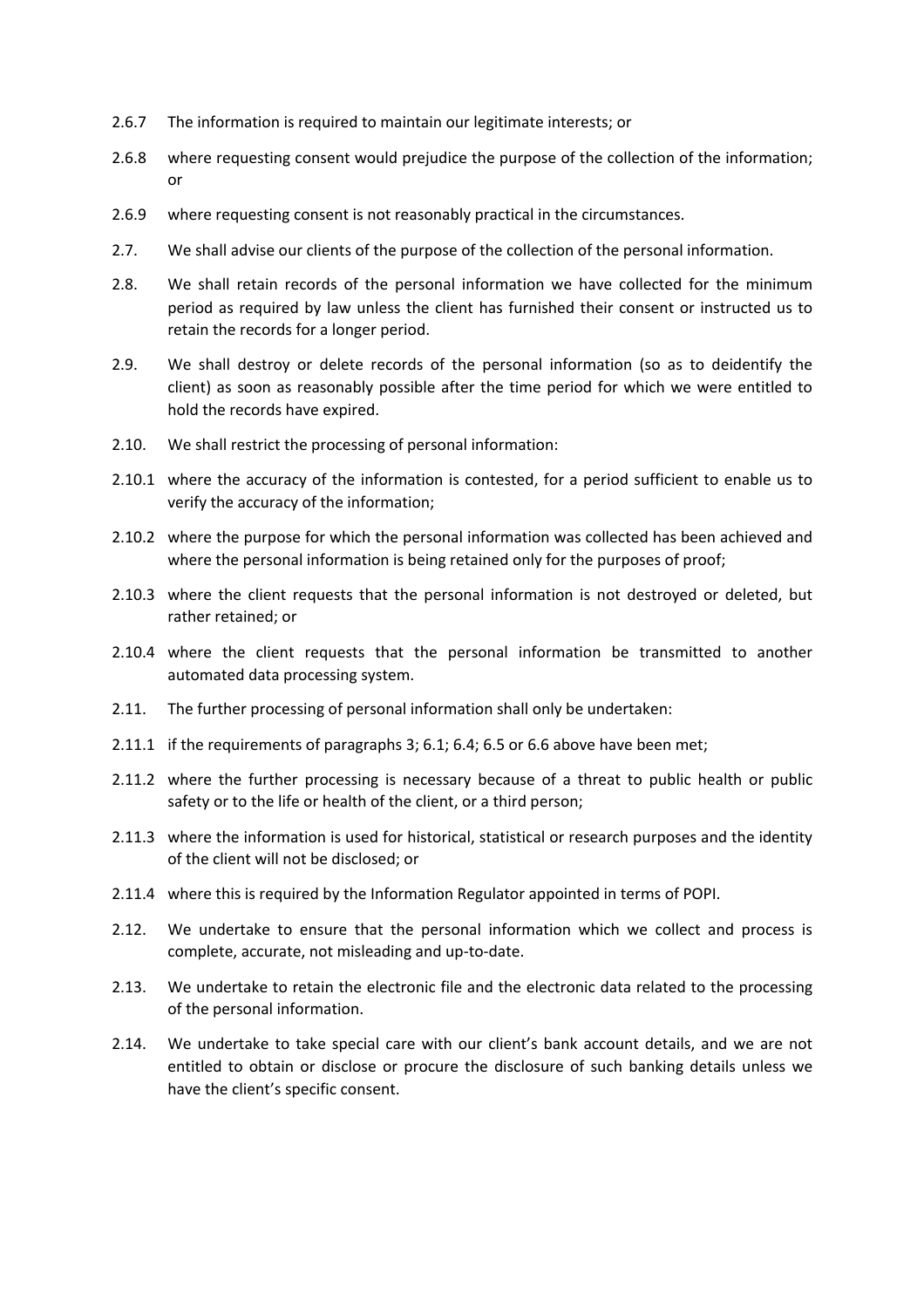2.6.7 The information is required to maintain our legitimate interests; or

2.6.8 where requesting consent would prejudice the purpose of the collection of the information; or

2.6.9 where requesting consent is not reasonably practical in the circumstances.

2.7. We shall advise our clients of the purpose of the collection of the personal information.

2.8. We shall retain records of the personal information we have collected for the minimum period as required by law unless the client has furnished their consent or instructed us to retain the records for a longer period.

2.9. We shall destroy or delete records of the personal information (so as to deidentify the client) as soon as reasonably possible after the time period for which we were entitled to hold the records have expired.

2.10. We shall restrict the processing of personal information:

2.10.1 where the accuracy of the information is contested, for a period sufficient to enable us to verify the accuracy of the information;

2.10.2 where the purpose for which the personal information was collected has been achieved and where the personal information is being retained only for the purposes of proof;

2.10.3 where the client requests that the personal information is not destroyed or deleted, but rather retained; or

2.10.4 where the client requests that the personal information be transmitted to another automated data processing system.

2.11. The further processing of personal information shall only be undertaken:

2.11.1 if the requirements of paragraphs 3; 6.1; 6.4; 6.5 or 6.6 above have been met;

2.11.2 where the further processing is necessary because of a threat to public health or public safety or to the life or health of the client, or a third person;

2.11.3 where the information is used for historical, statistical or research purposes and the identity of the client will not be disclosed; or

2.11.4 where this is required by the Information Regulator appointed in terms of POPI.

2.12. We undertake to ensure that the personal information which we collect and process is complete, accurate, not misleading and up-to-date.

2.13. We undertake to retain the electronic file and the electronic data related to the processing of the personal information.

2.14. We undertake to take special care with our client's bank account details, and we are not entitled to obtain or disclose or procure the disclosure of such banking details unless we have the client's specific consent.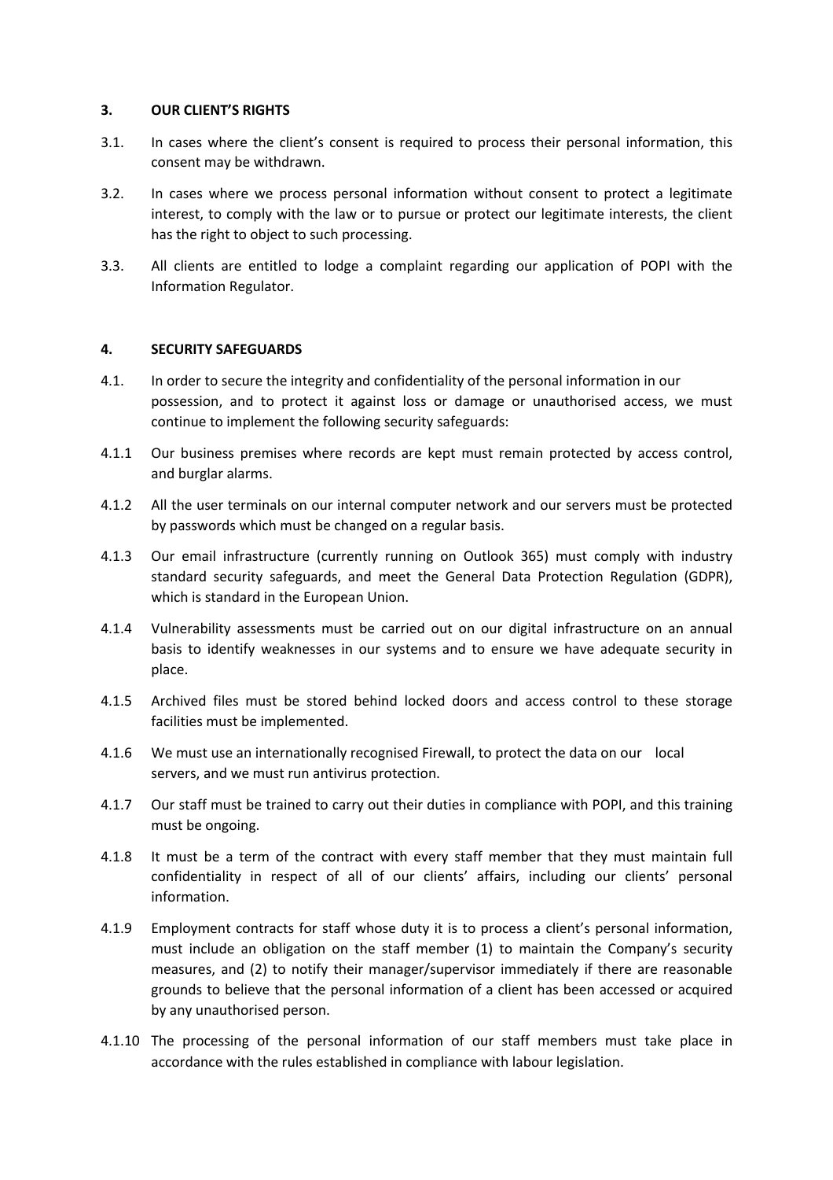## 3. OUR CLIENT'S RIGHTS

3.1. In cases where the client's consent is required to process their personal information, this consent may be withdrawn.

3.2. In cases where we process personal information without consent to protect a legitimate interest, to comply with the law or to pursue or protect our legitimate interests, the client has the right to object to such processing.

3.3. All clients are entitled to lodge a complaint regarding our application of POPI with the Information Regulator.

## 4. SECURITY SAFEGUARDS

4.1. In order to secure the integrity and confidentiality of the personal information in our possession, and to protect it against loss or damage or unauthorised access, we must continue to implement the following security safeguards:

4.1.1 Our business premises where records are kept must remain protected by access control, and burglar alarms.

4.1.2 All the user terminals on our internal computer network and our servers must be protected by passwords which must be changed on a regular basis.

4.1.3 Our email infrastructure (currently running on Outlook 365) must comply with industry standard security safeguards, and meet the General Data Protection Regulation (GDPR), which is standard in the European Union.

4.1.4 Vulnerability assessments must be carried out on our digital infrastructure on an annual basis to identify weaknesses in our systems and to ensure we have adequate security in place.

4.1.5 Archived files must be stored behind locked doors and access control to these storage facilities must be implemented.

4.1.6 We must use an internationally recognised Firewall, to protect the data on our local servers, and we must run antivirus protection.

4.1.7 Our staff must be trained to carry out their duties in compliance with POPI, and this training must be ongoing.

4.1.8 It must be a term of the contract with every staff member that they must maintain full confidentiality in respect of all of our clients' affairs, including our clients' personal information.

4.1.9 Employment contracts for staff whose duty it is to process a client's personal information, must include an obligation on the staff member (1) to maintain the Company's security measures, and (2) to notify their manager/supervisor immediately if there are reasonable grounds to believe that the personal information of a client has been accessed or acquired by any unauthorised person.

4.1.10 The processing of the personal information of our staff members must take place in accordance with the rules established in compliance with labour legislation.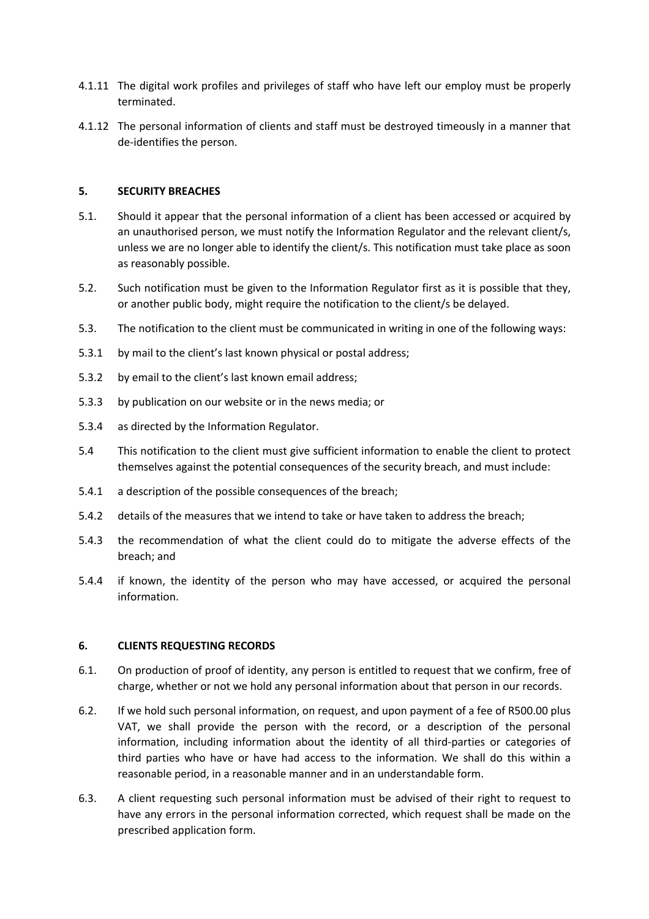4.1.11 The digital work profiles and privileges of staff who have left our employ must be properly terminated.

4.1.12 The personal information of clients and staff must be destroyed timeously in a manner that de-identifies the person.

## 5. SECURITY BREACHES

5.1. Should it appear that the personal information of a client has been accessed or acquired by an unauthorised person, we must notify the Information Regulator and the relevant client/s, unless we are no longer able to identify the client/s. This notification must take place as soon as reasonably possible.

5.2. Such notification must be given to the Information Regulator first as it is possible that they, or another public body, might require the notification to the client/s be delayed.

5.3. The notification to the client must be communicated in writing in one of the following ways:

5.3.1 by mail to the client's last known physical or postal address;

5.3.2 by email to the client's last known email address;

5.3.3 by publication on our website or in the news media; or

5.3.4 as directed by the Information Regulator.

5.4 This notification to the client must give sufficient information to enable the client to protect themselves against the potential consequences of the security breach, and must include:

5.4.1 a description of the possible consequences of the breach;

5.4.2 details of the measures that we intend to take or have taken to address the breach;

5.4.3 the recommendation of what the client could do to mitigate the adverse effects of the breach; and

5.4.4 if known, the identity of the person who may have accessed, or acquired the personal information.

## 6. CLIENTS REQUESTING RECORDS

6.1. On production of proof of identity, any person is entitled to request that we confirm, free of charge, whether or not we hold any personal information about that person in our records.

6.2. If we hold such personal information, on request, and upon payment of a fee of R500.00 plus VAT, we shall provide the person with the record, or a description of the personal information, including information about the identity of all third-parties or categories of third parties who have or have had access to the information. We shall do this within a reasonable period, in a reasonable manner and in an understandable form.

6.3. A client requesting such personal information must be advised of their right to request to have any errors in the personal information corrected, which request shall be made on the prescribed application form.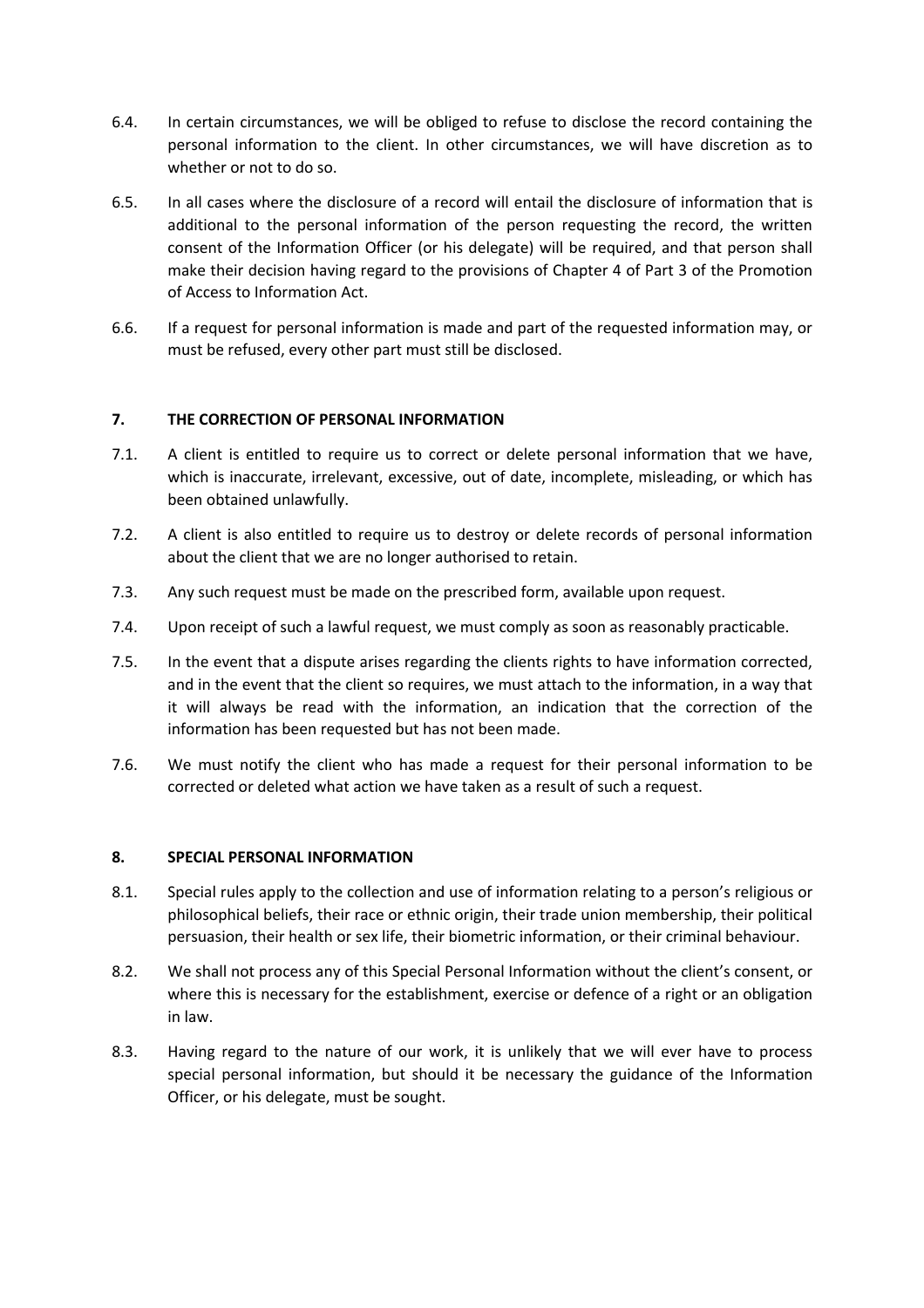6.4. In certain circumstances, we will be obliged to refuse to disclose the record containing the personal information to the client. In other circumstances, we will have discretion as to whether or not to do so.

6.5. In all cases where the disclosure of a record will entail the disclosure of information that is additional to the personal information of the person requesting the record, the written consent of the Information Officer (or his delegate) will be required, and that person shall make their decision having regard to the provisions of Chapter 4 of Part 3 of the Promotion of Access to Information Act.

6.6. If a request for personal information is made and part of the requested information may, or must be refused, every other part must still be disclosed.

## 7. THE CORRECTION OF PERSONAL INFORMATION

7.1. A client is entitled to require us to correct or delete personal information that we have, which is inaccurate, irrelevant, excessive, out of date, incomplete, misleading, or which has been obtained unlawfully.

7.2. A client is also entitled to require us to destroy or delete records of personal information about the client that we are no longer authorised to retain.

7.3. Any such request must be made on the prescribed form, available upon request.

7.4. Upon receipt of such a lawful request, we must comply as soon as reasonably practicable.

7.5. In the event that a dispute arises regarding the clients rights to have information corrected, and in the event that the client so requires, we must attach to the information, in a way that it will always be read with the information, an indication that the correction of the information has been requested but has not been made.

7.6. We must notify the client who has made a request for their personal information to be corrected or deleted what action we have taken as a result of such a request.

## 8. SPECIAL PERSONAL INFORMATION

8.1. Special rules apply to the collection and use of information relating to a person's religious or philosophical beliefs, their race or ethnic origin, their trade union membership, their political persuasion, their health or sex life, their biometric information, or their criminal behaviour.

8.2. We shall not process any of this Special Personal Information without the client's consent, or where this is necessary for the establishment, exercise or defence of a right or an obligation in law.

8.3. Having regard to the nature of our work, it is unlikely that we will ever have to process special personal information, but should it be necessary the guidance of the Information Officer, or his delegate, must be sought.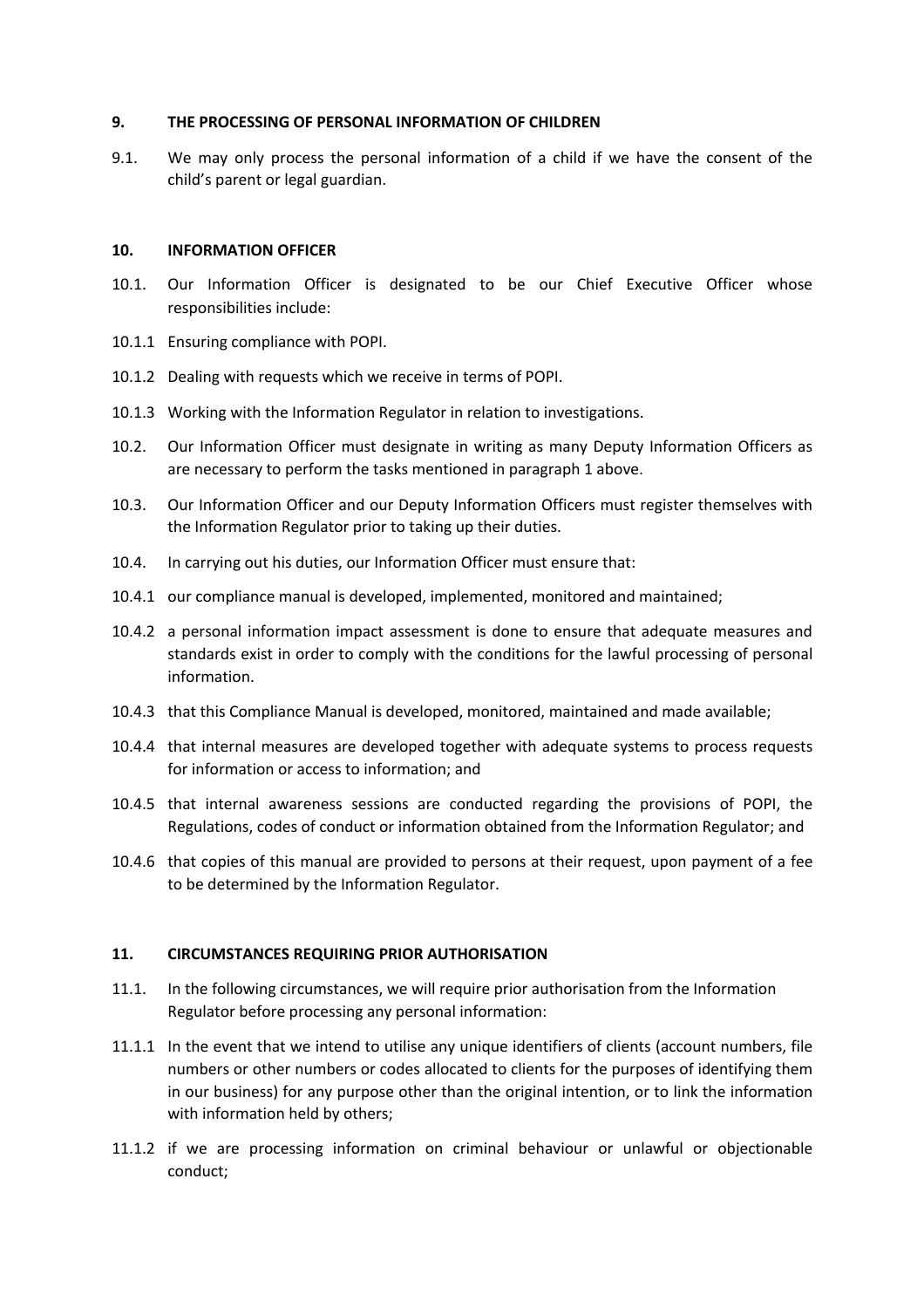## 9. THE PROCESSING OF PERSONAL INFORMATION OF CHILDREN

9.1. We may only process the personal information of a child if we have the consent of the child's parent or legal guardian.

## 10. INFORMATION OFFICER

10.1. Our Information Officer is designated to be our Chief Executive Officer whose responsibilities include:

10.1.1 Ensuring compliance with POPI.

10.1.2 Dealing with requests which we receive in terms of POPI.

10.1.3 Working with the Information Regulator in relation to investigations.

10.2. Our Information Officer must designate in writing as many Deputy Information Officers as are necessary to perform the tasks mentioned in paragraph 1 above.

10.3. Our Information Officer and our Deputy Information Officers must register themselves with the Information Regulator prior to taking up their duties.

10.4. In carrying out his duties, our Information Officer must ensure that:

10.4.1 our compliance manual is developed, implemented, monitored and maintained;

10.4.2 a personal information impact assessment is done to ensure that adequate measures and standards exist in order to comply with the conditions for the lawful processing of personal information.

10.4.3 that this Compliance Manual is developed, monitored, maintained and made available;

10.4.4 that internal measures are developed together with adequate systems to process requests for information or access to information; and

10.4.5 that internal awareness sessions are conducted regarding the provisions of POPI, the Regulations, codes of conduct or information obtained from the Information Regulator; and

10.4.6 that copies of this manual are provided to persons at their request, upon payment of a fee to be determined by the Information Regulator.

## 11. CIRCUMSTANCES REQUIRING PRIOR AUTHORISATION

11.1. In the following circumstances, we will require prior authorisation from the Information Regulator before processing any personal information:

11.1.1 In the event that we intend to utilise any unique identifiers of clients (account numbers, file numbers or other numbers or codes allocated to clients for the purposes of identifying them in our business) for any purpose other than the original intention, or to link the information with information held by others;

11.1.2 if we are processing information on criminal behaviour or unlawful or objectionable conduct;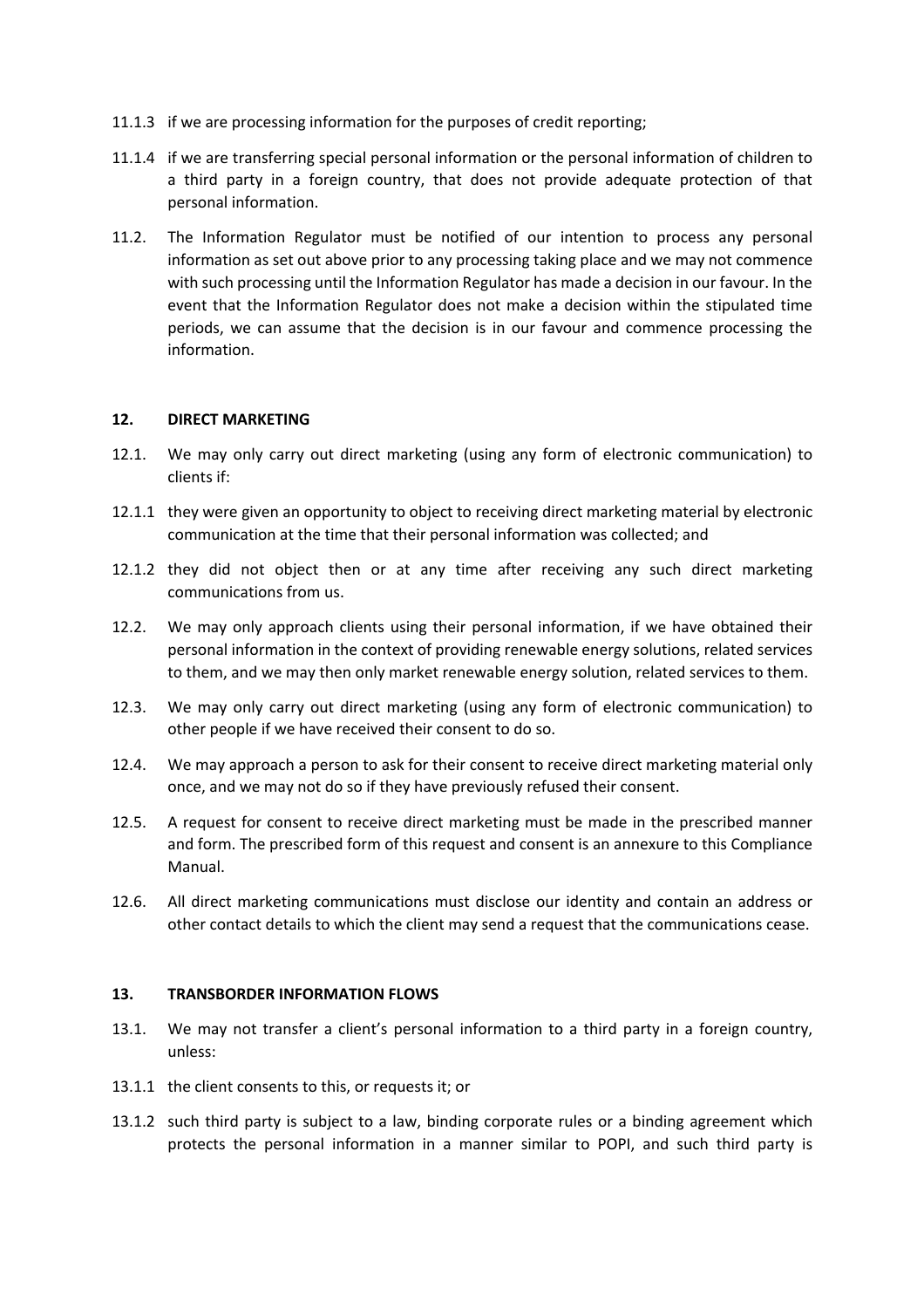11.1.3 if we are processing information for the purposes of credit reporting;

11.1.4 if we are transferring special personal information or the personal information of children to a third party in a foreign country, that does not provide adequate protection of that personal information.

11.2. The Information Regulator must be notified of our intention to process any personal information as set out above prior to any processing taking place and we may not commence with such processing until the Information Regulator has made a decision in our favour. In the event that the Information Regulator does not make a decision within the stipulated time periods, we can assume that the decision is in our favour and commence processing the information.

**12. DIRECT MARKETING**

12.1. We may only carry out direct marketing (using any form of electronic communication) to clients if:

12.1.1 they were given an opportunity to object to receiving direct marketing material by electronic communication at the time that their personal information was collected; and

12.1.2 they did not object then or at any time after receiving any such direct marketing communications from us.

12.2. We may only approach clients using their personal information, if we have obtained their personal information in the context of providing renewable energy solutions, related services to them, and we may then only market renewable energy solution, related services to them.

12.3. We may only carry out direct marketing (using any form of electronic communication) to other people if we have received their consent to do so.

12.4. We may approach a person to ask for their consent to receive direct marketing material only once, and we may not do so if they have previously refused their consent.

12.5. A request for consent to receive direct marketing must be made in the prescribed manner and form. The prescribed form of this request and consent is an annexure to this Compliance Manual.

12.6. All direct marketing communications must disclose our identity and contain an address or other contact details to which the client may send a request that the communications cease.

**13. TRANSBORDER INFORMATION FLOWS**

13.1. We may not transfer a client's personal information to a third party in a foreign country, unless:

13.1.1 the client consents to this, or requests it; or

13.1.2 such third party is subject to a law, binding corporate rules or a binding agreement which protects the personal information in a manner similar to POPI, and such third party is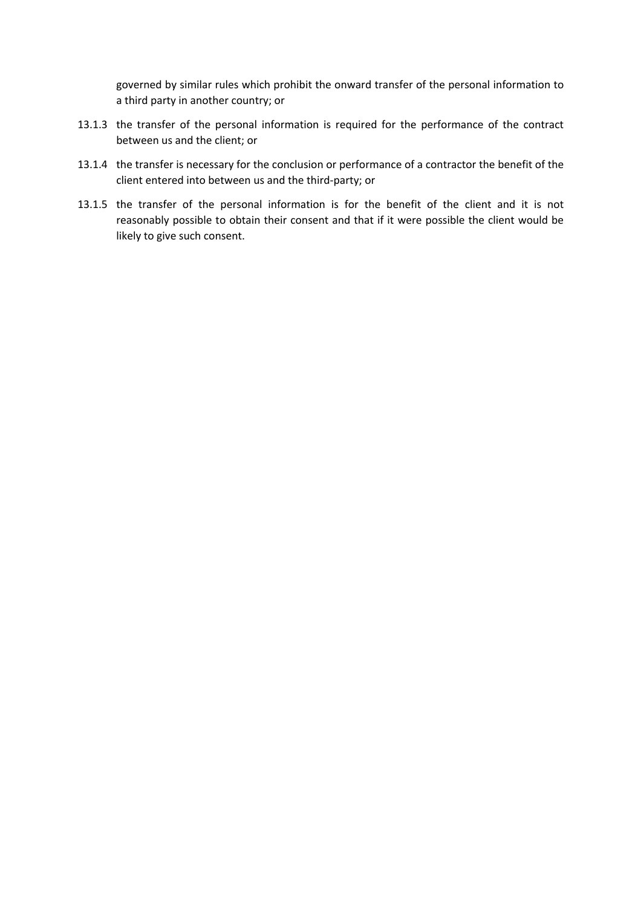governed by similar rules which prohibit the onward transfer of the personal information to a third party in another country; or

13.1.3 the transfer of the personal information is required for the performance of the contract between us and the client; or

13.1.4 the transfer is necessary for the conclusion or performance of a contractor the benefit of the client entered into between us and the third-party; or

13.1.5 the transfer of the personal information is for the benefit of the client and it is not reasonably possible to obtain their consent and that if it were possible the client would be likely to give such consent.